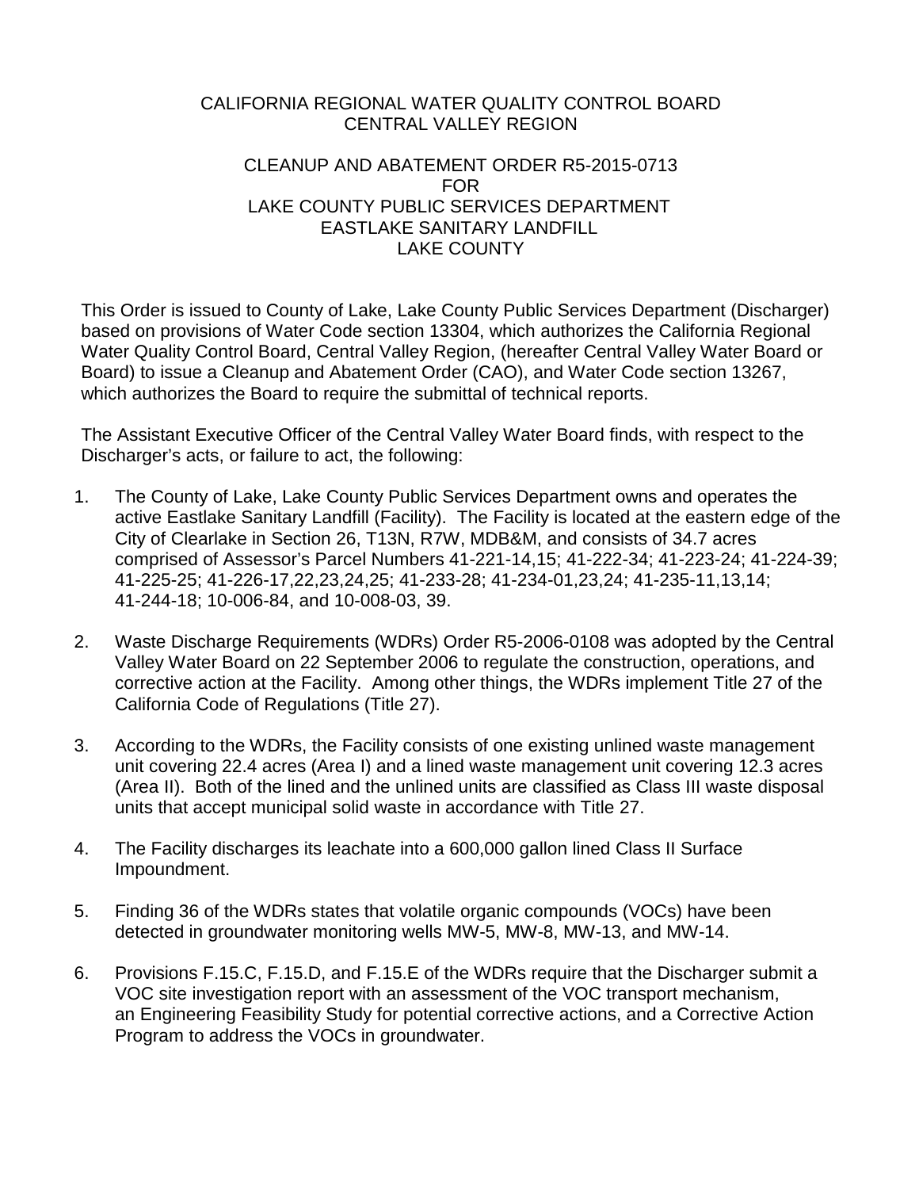# CALIFORNIA REGIONAL WATER QUALITY CONTROL BOARD
# CENTRAL VALLEY REGION

## CLEANUP AND ABATEMENT ORDER R5-2015-0713
## FOR
## LAKE COUNTY PUBLIC SERVICES DEPARTMENT
## EASTLAKE SANITARY LANDFILL
## LAKE COUNTY

This Order is issued to County of Lake, Lake County Public Services Department (Discharger) based on provisions of Water Code section 13304, which authorizes the California Regional Water Quality Control Board, Central Valley Region, (hereafter Central Valley Water Board or Board) to issue a Cleanup and Abatement Order (CAO), and Water Code section 13267, which authorizes the Board to require the submittal of technical reports.

The Assistant Executive Officer of the Central Valley Water Board finds, with respect to the Discharger's acts, or failure to act, the following:

1. The County of Lake, Lake County Public Services Department owns and operates the active Eastlake Sanitary Landfill (Facility). The Facility is located at the eastern edge of the City of Clearlake in Section 26, T13N, R7W, MDB&M, and consists of 34.7 acres comprised of Assessor's Parcel Numbers 41-221-14,15; 41-222-34; 41-223-24; 41-224-39; 41-225-25; 41-226-17,22,23,24,25; 41-233-28; 41-234-01,23,24; 41-235-11,13,14; 41-244-18; 10-006-84, and 10-008-03, 39.

2. Waste Discharge Requirements (WDRs) Order R5-2006-0108 was adopted by the Central Valley Water Board on 22 September 2006 to regulate the construction, operations, and corrective action at the Facility. Among other things, the WDRs implement Title 27 of the California Code of Regulations (Title 27).

3. According to the WDRs, the Facility consists of one existing unlined waste management unit covering 22.4 acres (Area I) and a lined waste management unit covering 12.3 acres (Area II). Both of the lined and the unlined units are classified as Class III waste disposal units that accept municipal solid waste in accordance with Title 27.

4. The Facility discharges its leachate into a 600,000 gallon lined Class II Surface Impoundment.

5. Finding 36 of the WDRs states that volatile organic compounds (VOCs) have been detected in groundwater monitoring wells MW-5, MW-8, MW-13, and MW-14.

6. Provisions F.15.C, F.15.D, and F.15.E of the WDRs require that the Discharger submit a VOC site investigation report with an assessment of the VOC transport mechanism, an Engineering Feasibility Study for potential corrective actions, and a Corrective Action Program to address the VOCs in groundwater.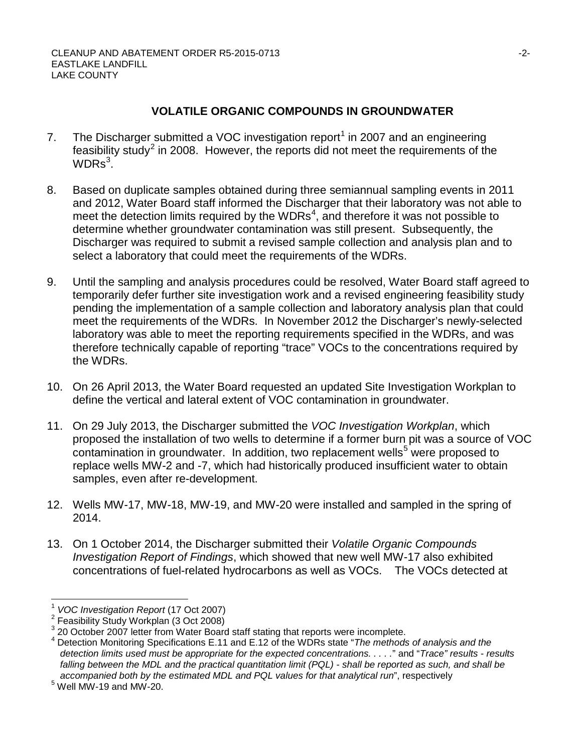## VOLATILE ORGANIC COMPOUNDS IN GROUNDWATER

7. The Discharger submitted a VOC investigation report[1] in 2007 and an engineering feasibility study[2] in 2008. However, the reports did not meet the requirements of the WDRs[3].

8. Based on duplicate samples obtained during three semiannual sampling events in 2011 and 2012, Water Board staff informed the Discharger that their laboratory was not able to meet the detection limits required by the WDRs[4], and therefore it was not possible to determine whether groundwater contamination was still present. Subsequently, the Discharger was required to submit a revised sample collection and analysis plan and to select a laboratory that could meet the requirements of the WDRs.

9. Until the sampling and analysis procedures could be resolved, Water Board staff agreed to temporarily defer further site investigation work and a revised engineering feasibility study pending the implementation of a sample collection and laboratory analysis plan that could meet the requirements of the WDRs. In November 2012 the Discharger's newly-selected laboratory was able to meet the reporting requirements specified in the WDRs, and was therefore technically capable of reporting "trace" VOCs to the concentrations required by the WDRs.

10. On 26 April 2013, the Water Board requested an updated Site Investigation Workplan to define the vertical and lateral extent of VOC contamination in groundwater.

11. On 29 July 2013, the Discharger submitted the *VOC Investigation Workplan*, which proposed the installation of two wells to determine if a former burn pit was a source of VOC contamination in groundwater. In addition, two replacement wells[5] were proposed to replace wells MW-2 and -7, which had historically produced insufficient water to obtain samples, even after re-development.

12. Wells MW-17, MW-18, MW-19, and MW-20 were installed and sampled in the spring of 2014.

13. On 1 October 2014, the Discharger submitted their *Volatile Organic Compounds Investigation Report of Findings*, which showed that new well MW-17 also exhibited concentrations of fuel-related hydrocarbons as well as VOCs. The VOCs detected at

---

[1] *VOC Investigation Report* (17 Oct 2007)

[2] Feasibility Study Workplan (3 Oct 2008)

[3] 20 October 2007 letter from Water Board staff stating that reports were incomplete.

[4] Detection Monitoring Specifications E.11 and E.12 of the WDRs state "*The methods of analysis and the detection limits used must be appropriate for the expected concentrations. . . . .*" and "*Trace" results - results falling between the MDL and the practical quantitation limit (PQL) - shall be reported as such, and shall be accompanied both by the estimated MDL and PQL values for that analytical run*", respectively

[5] Well MW-19 and MW-20.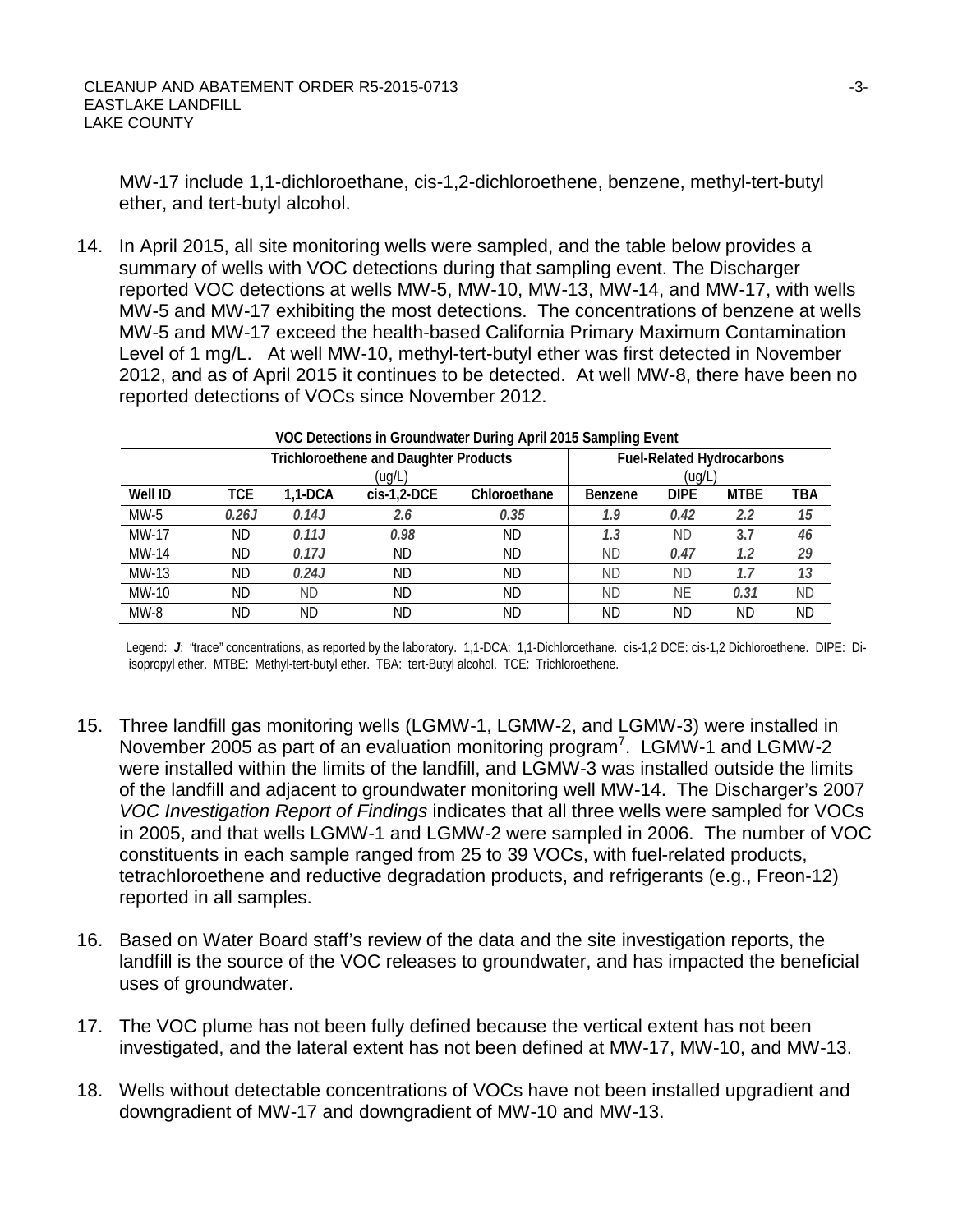MW-17 include 1,1-dichloroethane, cis-1,2-dichloroethene, benzene, methyl-tert-butyl ether, and tert-butyl alcohol.

14. In April 2015, all site monitoring wells were sampled, and the table below provides a summary of wells with VOC detections during that sampling event. The Discharger reported VOC detections at wells MW-5, MW-10, MW-13, MW-14, and MW-17, with wells MW-5 and MW-17 exhibiting the most detections. The concentrations of benzene at wells MW-5 and MW-17 exceed the health-based California Primary Maximum Contamination Level of 1 mg/L. At well MW-10, methyl-tert-butyl ether was first detected in November 2012, and as of April 2015 it continues to be detected. At well MW-8, there have been no reported detections of VOCs since November 2012.

**VOC Detections in Groundwater During April 2015 Sampling Event**

| | Trichloroethene and Daughter Products (ug/L) | | | | Fuel-Related Hydrocarbons (ug/L) | | | |
|---|---|---|---|---|---|---|---|---|
| **Well ID** | **TCE** | **1,1-DCA** | **cis-1,2-DCE** | **Chloroethane** | **Benzene** | **DIPE** | **MTBE** | **TBA** |
| MW-5 | ***0.26J*** | ***0.14J*** | ***2.6*** | ***0.35*** | ***1.9*** | ***0.42*** | ***2.2*** | ***15*** |
| MW-17 | ND | ***0.11J*** | ***0.98*** | ND | ***1.3*** | ND | ***3.7*** | ***46*** |
| MW-14 | ND | ***0.17J*** | ND | ND | ND | ***0.47*** | ***1.2*** | ***29*** |
| MW-13 | ND | ***0.24J*** | ND | ND | ND | ND | ***1.7*** | ***13*** |
| MW-10 | ND | ND | ND | ND | ND | NE | ***0.31*** | ND |
| MW-8 | ND | ND | ND | ND | ND | ND | ND | ND |

Legend: ***J***: "trace" concentrations, as reported by the laboratory. 1,1-DCA: 1,1-Dichloroethane. cis-1,2 DCE: cis-1,2 Dichloroethene. DIPE: Di-isopropyl ether. MTBE: Methyl-tert-butyl ether. TBA: tert-Butyl alcohol. TCE: Trichloroethene.

15. Three landfill gas monitoring wells (LGMW-1, LGMW-2, and LGMW-3) were installed in November 2005 as part of an evaluation monitoring program[7]. LGMW-1 and LGMW-2 were installed within the limits of the landfill, and LGMW-3 was installed outside the limits of the landfill and adjacent to groundwater monitoring well MW-14. The Discharger's 2007 *VOC Investigation Report of Findings* indicates that all three wells were sampled for VOCs in 2005, and that wells LGMW-1 and LGMW-2 were sampled in 2006. The number of VOC constituents in each sample ranged from 25 to 39 VOCs, with fuel-related products, tetrachloroethene and reductive degradation products, and refrigerants (e.g., Freon-12) reported in all samples.

16. Based on Water Board staff's review of the data and the site investigation reports, the landfill is the source of the VOC releases to groundwater, and has impacted the beneficial uses of groundwater.

17. The VOC plume has not been fully defined because the vertical extent has not been investigated, and the lateral extent has not been defined at MW-17, MW-10, and MW-13.

18. Wells without detectable concentrations of VOCs have not been installed upgradient and downgradient of MW-17 and downgradient of MW-10 and MW-13.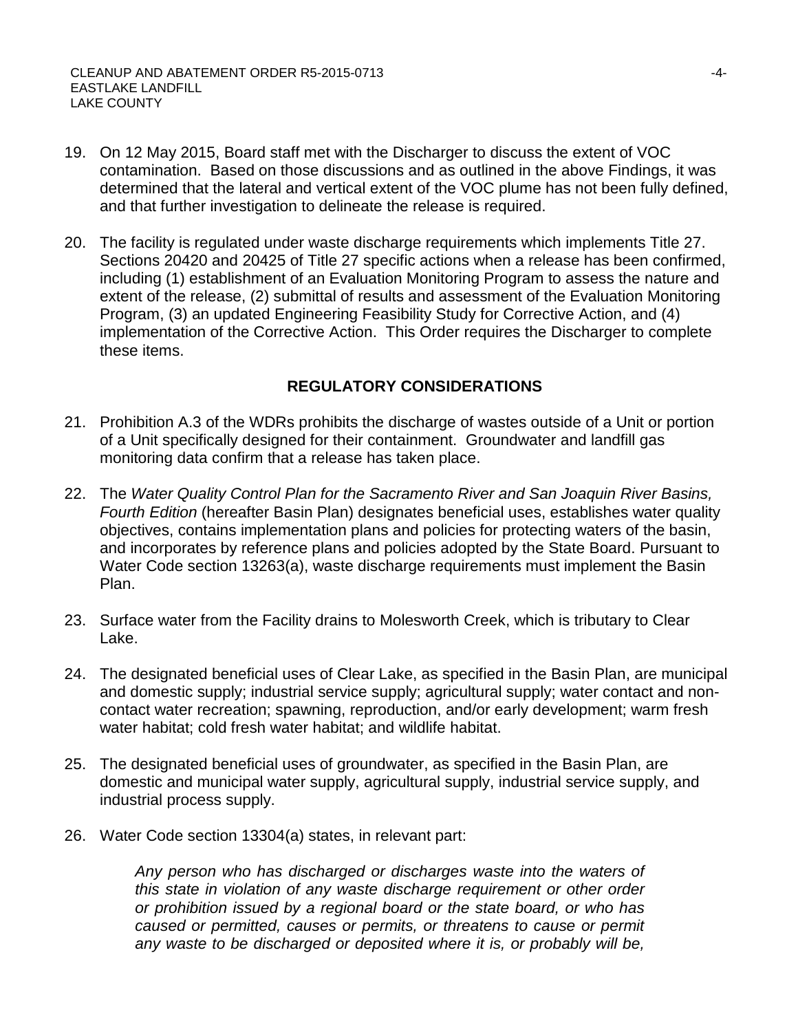19. On 12 May 2015, Board staff met with the Discharger to discuss the extent of VOC contamination. Based on those discussions and as outlined in the above Findings, it was determined that the lateral and vertical extent of the VOC plume has not been fully defined, and that further investigation to delineate the release is required.

20. The facility is regulated under waste discharge requirements which implements Title 27. Sections 20420 and 20425 of Title 27 specific actions when a release has been confirmed, including (1) establishment of an Evaluation Monitoring Program to assess the nature and extent of the release, (2) submittal of results and assessment of the Evaluation Monitoring Program, (3) an updated Engineering Feasibility Study for Corrective Action, and (4) implementation of the Corrective Action. This Order requires the Discharger to complete these items.

## REGULATORY CONSIDERATIONS

21. Prohibition A.3 of the WDRs prohibits the discharge of wastes outside of a Unit or portion of a Unit specifically designed for their containment. Groundwater and landfill gas monitoring data confirm that a release has taken place.

22. The *Water Quality Control Plan for the Sacramento River and San Joaquin River Basins, Fourth Edition* (hereafter Basin Plan) designates beneficial uses, establishes water quality objectives, contains implementation plans and policies for protecting waters of the basin, and incorporates by reference plans and policies adopted by the State Board. Pursuant to Water Code section 13263(a), waste discharge requirements must implement the Basin Plan.

23. Surface water from the Facility drains to Molesworth Creek, which is tributary to Clear Lake.

24. The designated beneficial uses of Clear Lake, as specified in the Basin Plan, are municipal and domestic supply; industrial service supply; agricultural supply; water contact and non-contact water recreation; spawning, reproduction, and/or early development; warm fresh water habitat; cold fresh water habitat; and wildlife habitat.

25. The designated beneficial uses of groundwater, as specified in the Basin Plan, are domestic and municipal water supply, agricultural supply, industrial service supply, and industrial process supply.

26. Water Code section 13304(a) states, in relevant part:

> *Any person who has discharged or discharges waste into the waters of this state in violation of any waste discharge requirement or other order or prohibition issued by a regional board or the state board, or who has caused or permitted, causes or permits, or threatens to cause or permit any waste to be discharged or deposited where it is, or probably will be,*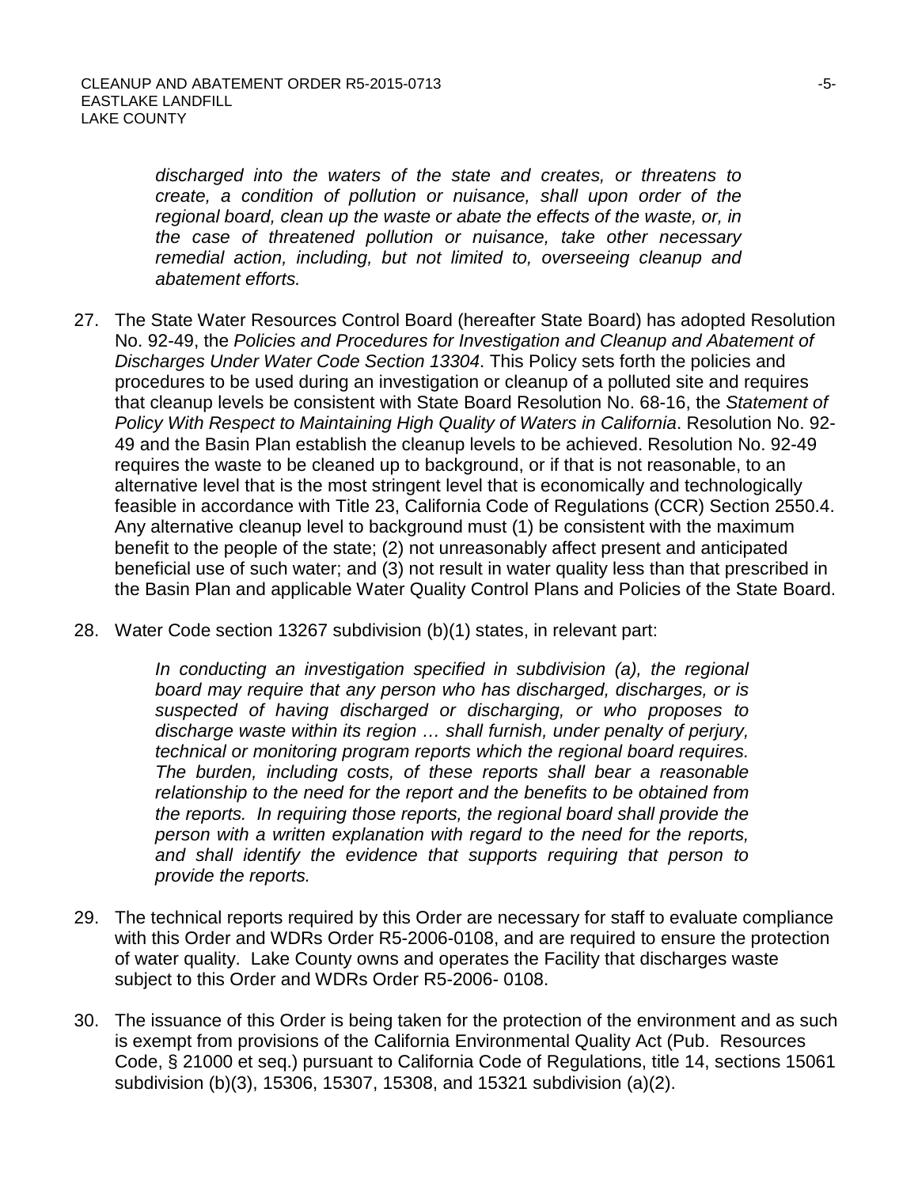*discharged into the waters of the state and creates, or threatens to create, a condition of pollution or nuisance, shall upon order of the regional board, clean up the waste or abate the effects of the waste, or, in the case of threatened pollution or nuisance, take other necessary remedial action, including, but not limited to, overseeing cleanup and abatement efforts.*

27. The State Water Resources Control Board (hereafter State Board) has adopted Resolution No. 92-49, the *Policies and Procedures for Investigation and Cleanup and Abatement of Discharges Under Water Code Section 13304*. This Policy sets forth the policies and procedures to be used during an investigation or cleanup of a polluted site and requires that cleanup levels be consistent with State Board Resolution No. 68-16, the *Statement of Policy With Respect to Maintaining High Quality of Waters in California*. Resolution No. 92-49 and the Basin Plan establish the cleanup levels to be achieved. Resolution No. 92-49 requires the waste to be cleaned up to background, or if that is not reasonable, to an alternative level that is the most stringent level that is economically and technologically feasible in accordance with Title 23, California Code of Regulations (CCR) Section 2550.4. Any alternative cleanup level to background must (1) be consistent with the maximum benefit to the people of the state; (2) not unreasonably affect present and anticipated beneficial use of such water; and (3) not result in water quality less than that prescribed in the Basin Plan and applicable Water Quality Control Plans and Policies of the State Board.

28. Water Code section 13267 subdivision (b)(1) states, in relevant part:

    *In conducting an investigation specified in subdivision (a), the regional board may require that any person who has discharged, discharges, or is suspected of having discharged or discharging, or who proposes to discharge waste within its region … shall furnish, under penalty of perjury, technical or monitoring program reports which the regional board requires. The burden, including costs, of these reports shall bear a reasonable relationship to the need for the report and the benefits to be obtained from the reports. In requiring those reports, the regional board shall provide the person with a written explanation with regard to the need for the reports, and shall identify the evidence that supports requiring that person to provide the reports.*

29. The technical reports required by this Order are necessary for staff to evaluate compliance with this Order and WDRs Order R5-2006-0108, and are required to ensure the protection of water quality. Lake County owns and operates the Facility that discharges waste subject to this Order and WDRs Order R5-2006- 0108.

30. The issuance of this Order is being taken for the protection of the environment and as such is exempt from provisions of the California Environmental Quality Act (Pub. Resources Code, § 21000 et seq.) pursuant to California Code of Regulations, title 14, sections 15061 subdivision (b)(3), 15306, 15307, 15308, and 15321 subdivision (a)(2).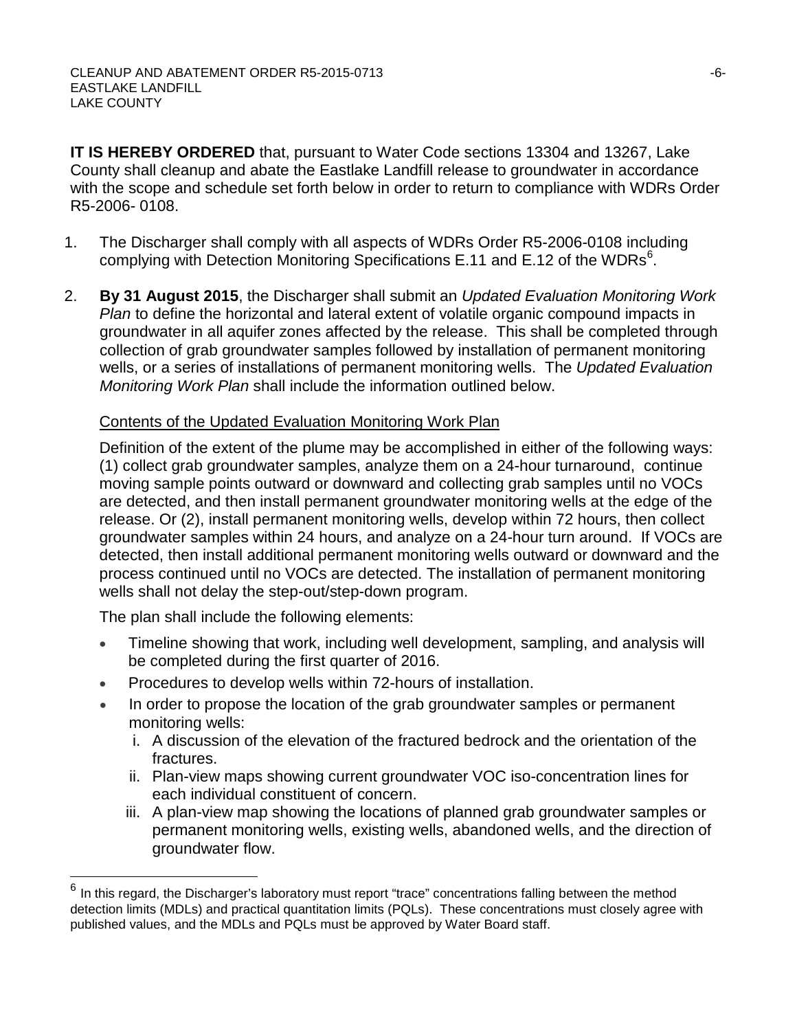**IT IS HEREBY ORDERED** that, pursuant to Water Code sections 13304 and 13267, Lake County shall cleanup and abate the Eastlake Landfill release to groundwater in accordance with the scope and schedule set forth below in order to return to compliance with WDRs Order R5-2006- 0108.

1. The Discharger shall comply with all aspects of WDRs Order R5-2006-0108 including complying with Detection Monitoring Specifications E.11 and E.12 of the WDRs[6].

2. **By 31 August 2015**, the Discharger shall submit an *Updated Evaluation Monitoring Work Plan* to define the horizontal and lateral extent of volatile organic compound impacts in groundwater in all aquifer zones affected by the release. This shall be completed through collection of grab groundwater samples followed by installation of permanent monitoring wells, or a series of installations of permanent monitoring wells. The *Updated Evaluation Monitoring Work Plan* shall include the information outlined below.

   Contents of the Updated Evaluation Monitoring Work Plan

   Definition of the extent of the plume may be accomplished in either of the following ways: (1) collect grab groundwater samples, analyze them on a 24-hour turnaround, continue moving sample points outward or downward and collecting grab samples until no VOCs are detected, and then install permanent groundwater monitoring wells at the edge of the release. Or (2), install permanent monitoring wells, develop within 72 hours, then collect groundwater samples within 24 hours, and analyze on a 24-hour turn around. If VOCs are detected, then install additional permanent monitoring wells outward or downward and the process continued until no VOCs are detected. The installation of permanent monitoring wells shall not delay the step-out/step-down program.

   The plan shall include the following elements:

   - Timeline showing that work, including well development, sampling, and analysis will be completed during the first quarter of 2016.
   - Procedures to develop wells within 72-hours of installation.
   - In order to propose the location of the grab groundwater samples or permanent monitoring wells:
     i. A discussion of the elevation of the fractured bedrock and the orientation of the fractures.
     ii. Plan-view maps showing current groundwater VOC iso-concentration lines for each individual constituent of concern.
     iii. A plan-view map showing the locations of planned grab groundwater samples or permanent monitoring wells, existing wells, abandoned wells, and the direction of groundwater flow.

[6] In this regard, the Discharger's laboratory must report "trace" concentrations falling between the method detection limits (MDLs) and practical quantitation limits (PQLs). These concentrations must closely agree with published values, and the MDLs and PQLs must be approved by Water Board staff.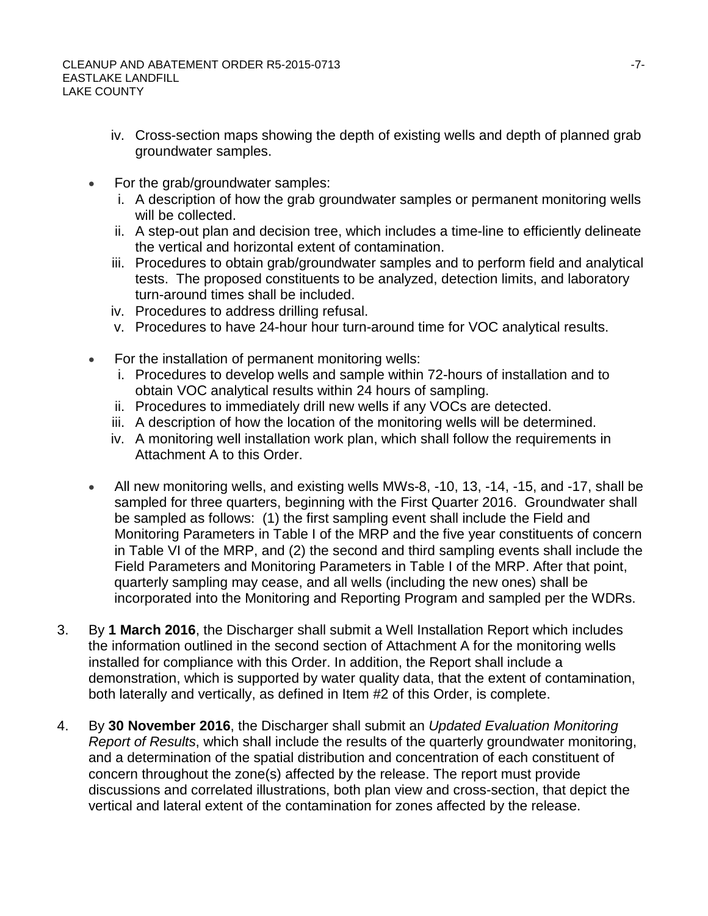iv. Cross-section maps showing the depth of existing wells and depth of planned grab groundwater samples.

- For the grab/groundwater samples:
  i. A description of how the grab groundwater samples or permanent monitoring wells will be collected.
  ii. A step-out plan and decision tree, which includes a time-line to efficiently delineate the vertical and horizontal extent of contamination.
  iii. Procedures to obtain grab/groundwater samples and to perform field and analytical tests. The proposed constituents to be analyzed, detection limits, and laboratory turn-around times shall be included.
  iv. Procedures to address drilling refusal.
  v. Procedures to have 24-hour hour turn-around time for VOC analytical results.

- For the installation of permanent monitoring wells:
  i. Procedures to develop wells and sample within 72-hours of installation and to obtain VOC analytical results within 24 hours of sampling.
  ii. Procedures to immediately drill new wells if any VOCs are detected.
  iii. A description of how the location of the monitoring wells will be determined.
  iv. A monitoring well installation work plan, which shall follow the requirements in Attachment A to this Order.

- All new monitoring wells, and existing wells MWs-8, -10, 13, -14, -15, and -17, shall be sampled for three quarters, beginning with the First Quarter 2016. Groundwater shall be sampled as follows: (1) the first sampling event shall include the Field and Monitoring Parameters in Table I of the MRP and the five year constituents of concern in Table VI of the MRP, and (2) the second and third sampling events shall include the Field Parameters and Monitoring Parameters in Table I of the MRP. After that point, quarterly sampling may cease, and all wells (including the new ones) shall be incorporated into the Monitoring and Reporting Program and sampled per the WDRs.

3. By **1 March 2016**, the Discharger shall submit a Well Installation Report which includes the information outlined in the second section of Attachment A for the monitoring wells installed for compliance with this Order. In addition, the Report shall include a demonstration, which is supported by water quality data, that the extent of contamination, both laterally and vertically, as defined in Item #2 of this Order, is complete.

4. By **30 November 2016**, the Discharger shall submit an *Updated Evaluation Monitoring Report of Results*, which shall include the results of the quarterly groundwater monitoring, and a determination of the spatial distribution and concentration of each constituent of concern throughout the zone(s) affected by the release. The report must provide discussions and correlated illustrations, both plan view and cross-section, that depict the vertical and lateral extent of the contamination for zones affected by the release.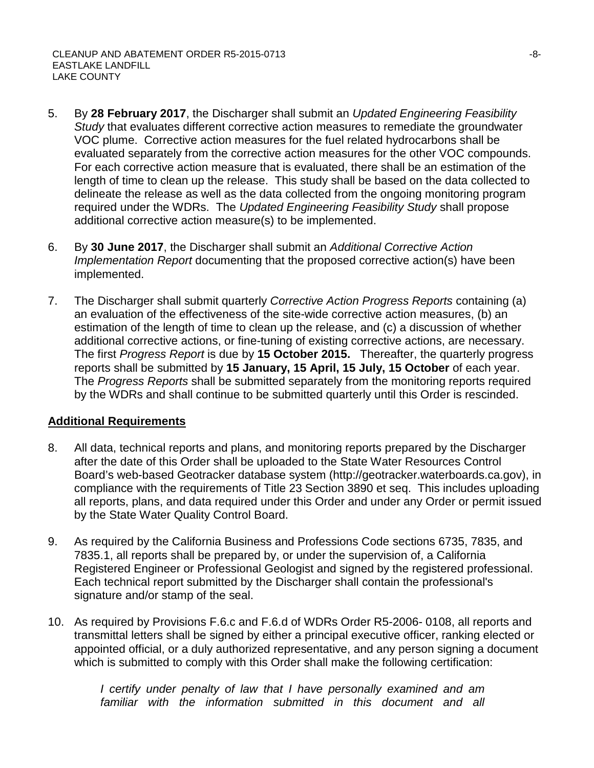5. By **28 February 2017**, the Discharger shall submit an *Updated Engineering Feasibility Study* that evaluates different corrective action measures to remediate the groundwater VOC plume. Corrective action measures for the fuel related hydrocarbons shall be evaluated separately from the corrective action measures for the other VOC compounds. For each corrective action measure that is evaluated, there shall be an estimation of the length of time to clean up the release. This study shall be based on the data collected to delineate the release as well as the data collected from the ongoing monitoring program required under the WDRs. The *Updated Engineering Feasibility Study* shall propose additional corrective action measure(s) to be implemented.

6. By **30 June 2017**, the Discharger shall submit an *Additional Corrective Action Implementation Report* documenting that the proposed corrective action(s) have been implemented.

7. The Discharger shall submit quarterly *Corrective Action Progress Reports* containing (a) an evaluation of the effectiveness of the site-wide corrective action measures, (b) an estimation of the length of time to clean up the release, and (c) a discussion of whether additional corrective actions, or fine-tuning of existing corrective actions, are necessary. The first *Progress Report* is due by **15 October 2015.** Thereafter, the quarterly progress reports shall be submitted by **15 January, 15 April, 15 July, 15 October** of each year. The *Progress Reports* shall be submitted separately from the monitoring reports required by the WDRs and shall continue to be submitted quarterly until this Order is rescinded.

**Additional Requirements**

8. All data, technical reports and plans, and monitoring reports prepared by the Discharger after the date of this Order shall be uploaded to the State Water Resources Control Board's web-based Geotracker database system (http://geotracker.waterboards.ca.gov), in compliance with the requirements of Title 23 Section 3890 et seq. This includes uploading all reports, plans, and data required under this Order and under any Order or permit issued by the State Water Quality Control Board.

9. As required by the California Business and Professions Code sections 6735, 7835, and 7835.1, all reports shall be prepared by, or under the supervision of, a California Registered Engineer or Professional Geologist and signed by the registered professional. Each technical report submitted by the Discharger shall contain the professional's signature and/or stamp of the seal.

10. As required by Provisions F.6.c and F.6.d of WDRs Order R5-2006- 0108, all reports and transmittal letters shall be signed by either a principal executive officer, ranking elected or appointed official, or a duly authorized representative, and any person signing a document which is submitted to comply with this Order shall make the following certification:

    *I certify under penalty of law that I have personally examined and am familiar with the information submitted in this document and all*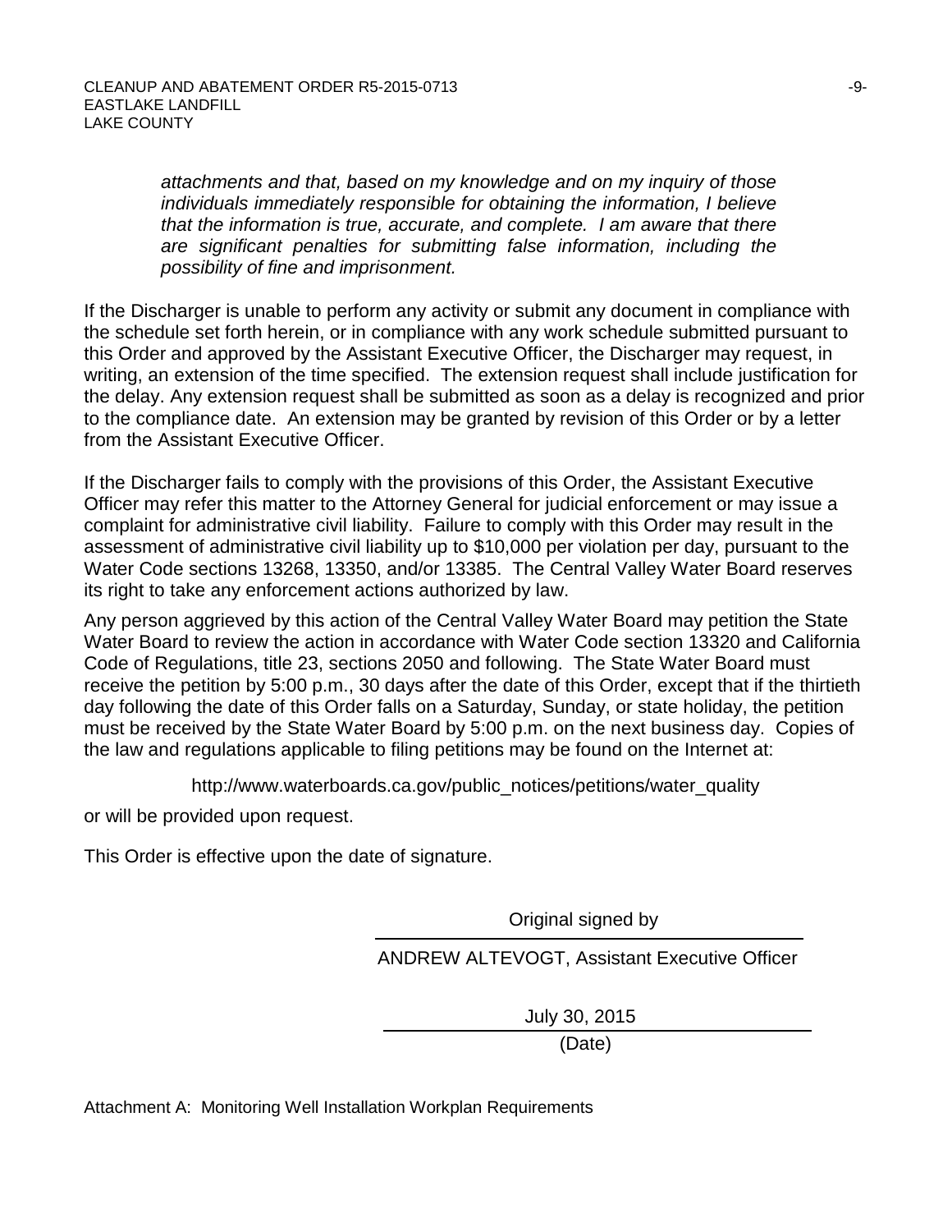*attachments and that, based on my knowledge and on my inquiry of those individuals immediately responsible for obtaining the information, I believe that the information is true, accurate, and complete. I am aware that there are significant penalties for submitting false information, including the possibility of fine and imprisonment.*

If the Discharger is unable to perform any activity or submit any document in compliance with the schedule set forth herein, or in compliance with any work schedule submitted pursuant to this Order and approved by the Assistant Executive Officer, the Discharger may request, in writing, an extension of the time specified. The extension request shall include justification for the delay. Any extension request shall be submitted as soon as a delay is recognized and prior to the compliance date. An extension may be granted by revision of this Order or by a letter from the Assistant Executive Officer.

If the Discharger fails to comply with the provisions of this Order, the Assistant Executive Officer may refer this matter to the Attorney General for judicial enforcement or may issue a complaint for administrative civil liability. Failure to comply with this Order may result in the assessment of administrative civil liability up to $10,000 per violation per day, pursuant to the Water Code sections 13268, 13350, and/or 13385. The Central Valley Water Board reserves its right to take any enforcement actions authorized by law.

Any person aggrieved by this action of the Central Valley Water Board may petition the State Water Board to review the action in accordance with Water Code section 13320 and California Code of Regulations, title 23, sections 2050 and following. The State Water Board must receive the petition by 5:00 p.m., 30 days after the date of this Order, except that if the thirtieth day following the date of this Order falls on a Saturday, Sunday, or state holiday, the petition must be received by the State Water Board by 5:00 p.m. on the next business day. Copies of the law and regulations applicable to filing petitions may be found on the Internet at:

http://www.waterboards.ca.gov/public_notices/petitions/water_quality

or will be provided upon request.

This Order is effective upon the date of signature.

Original signed by

ANDREW ALTEVOGT, Assistant Executive Officer

July 30, 2015

(Date)

Attachment A: Monitoring Well Installation Workplan Requirements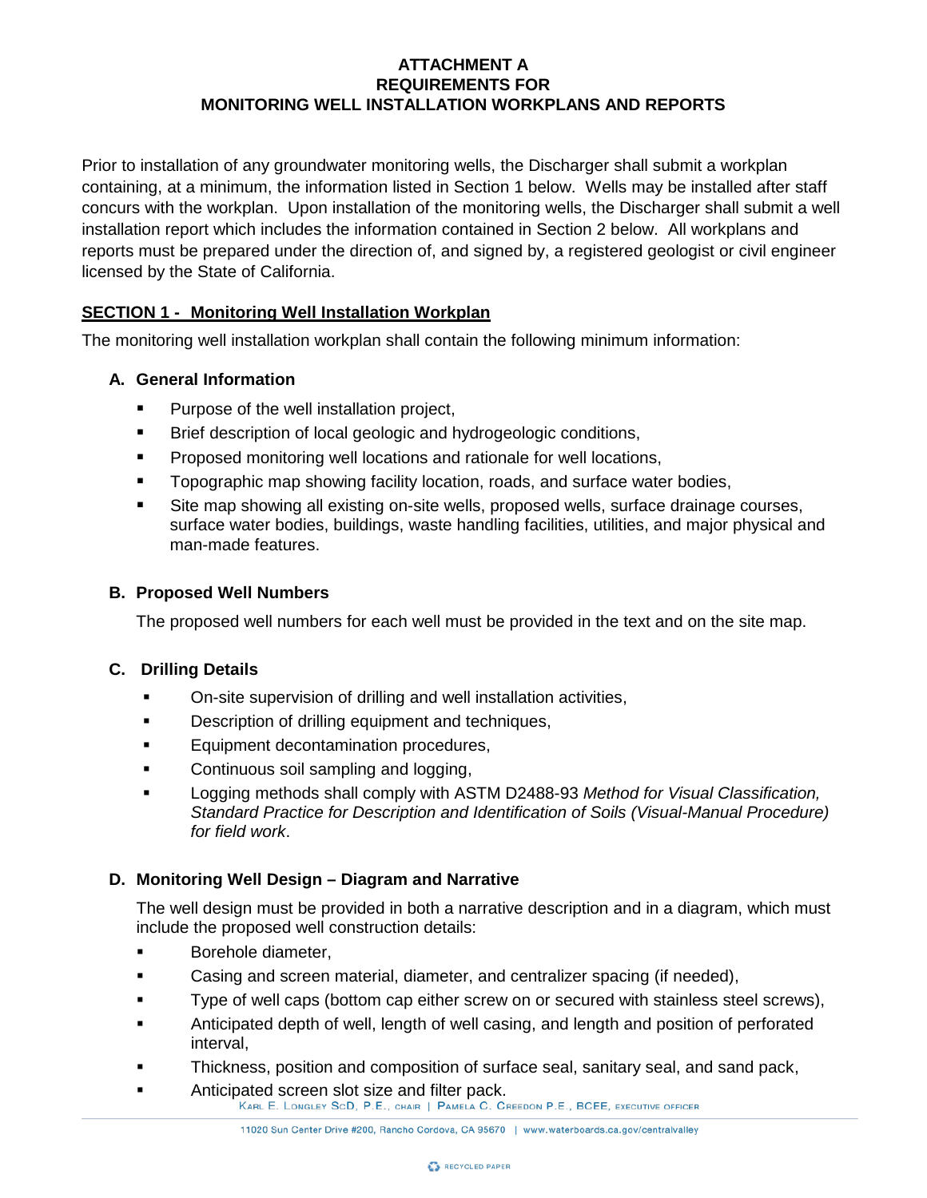# ATTACHMENT A
# REQUIREMENTS FOR
# MONITORING WELL INSTALLATION WORKPLANS AND REPORTS

Prior to installation of any groundwater monitoring wells, the Discharger shall submit a workplan containing, at a minimum, the information listed in Section 1 below. Wells may be installed after staff concurs with the workplan. Upon installation of the monitoring wells, the Discharger shall submit a well installation report which includes the information contained in Section 2 below. All workplans and reports must be prepared under the direction of, and signed by, a registered geologist or civil engineer licensed by the State of California.

## SECTION 1 - Monitoring Well Installation Workplan

The monitoring well installation workplan shall contain the following minimum information:

### A. General Information

- Purpose of the well installation project,
- Brief description of local geologic and hydrogeologic conditions,
- Proposed monitoring well locations and rationale for well locations,
- Topographic map showing facility location, roads, and surface water bodies,
- Site map showing all existing on-site wells, proposed wells, surface drainage courses, surface water bodies, buildings, waste handling facilities, utilities, and major physical and man-made features.

### B. Proposed Well Numbers

The proposed well numbers for each well must be provided in the text and on the site map.

### C. Drilling Details

- On-site supervision of drilling and well installation activities,
- Description of drilling equipment and techniques,
- Equipment decontamination procedures,
- Continuous soil sampling and logging,
- Logging methods shall comply with ASTM D2488-93 *Method for Visual Classification, Standard Practice for Description and Identification of Soils (Visual-Manual Procedure) for field work*.

### D. Monitoring Well Design – Diagram and Narrative

The well design must be provided in both a narrative description and in a diagram, which must include the proposed well construction details:

- Borehole diameter,
- Casing and screen material, diameter, and centralizer spacing (if needed),
- Type of well caps (bottom cap either screw on or secured with stainless steel screws),
- Anticipated depth of well, length of well casing, and length and position of perforated interval,
- Thickness, position and composition of surface seal, sanitary seal, and sand pack,
- Anticipated screen slot size and filter pack.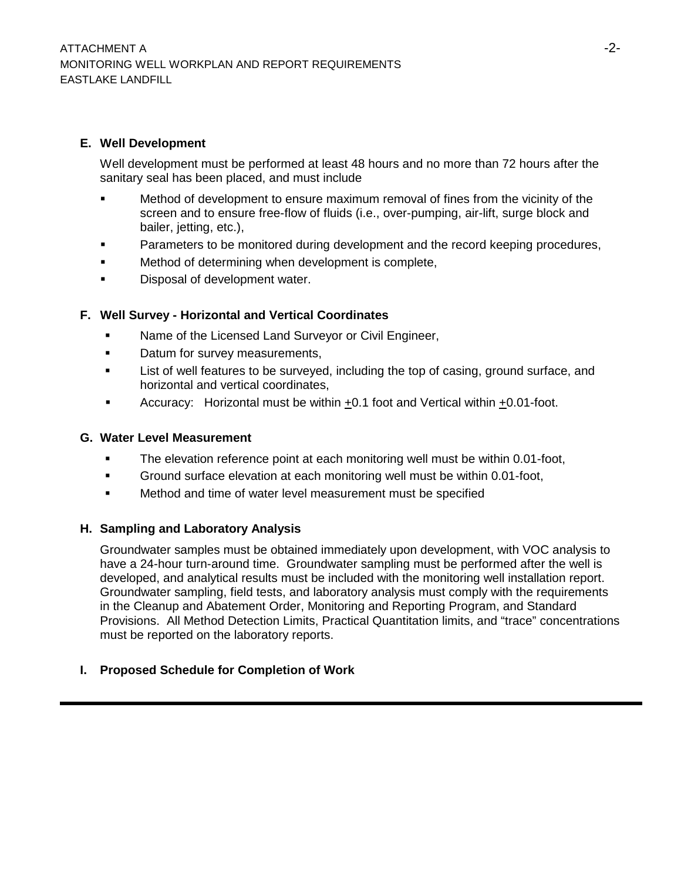### E. Well Development

Well development must be performed at least 48 hours and no more than 72 hours after the sanitary seal has been placed, and must include

- Method of development to ensure maximum removal of fines from the vicinity of the screen and to ensure free-flow of fluids (i.e., over-pumping, air-lift, surge block and bailer, jetting, etc.),
- Parameters to be monitored during development and the record keeping procedures,
- Method of determining when development is complete,
- Disposal of development water.

### F. Well Survey - Horizontal and Vertical Coordinates

- Name of the Licensed Land Surveyor or Civil Engineer,
- Datum for survey measurements,
- List of well features to be surveyed, including the top of casing, ground surface, and horizontal and vertical coordinates,
- Accuracy: Horizontal must be within ±0.1 foot and Vertical within ±0.01-foot.

### G. Water Level Measurement

- The elevation reference point at each monitoring well must be within 0.01-foot,
- Ground surface elevation at each monitoring well must be within 0.01-foot,
- Method and time of water level measurement must be specified

### H. Sampling and Laboratory Analysis

Groundwater samples must be obtained immediately upon development, with VOC analysis to have a 24-hour turn-around time. Groundwater sampling must be performed after the well is developed, and analytical results must be included with the monitoring well installation report. Groundwater sampling, field tests, and laboratory analysis must comply with the requirements in the Cleanup and Abatement Order, Monitoring and Reporting Program, and Standard Provisions. All Method Detection Limits, Practical Quantitation limits, and "trace" concentrations must be reported on the laboratory reports.

### I. Proposed Schedule for Completion of Work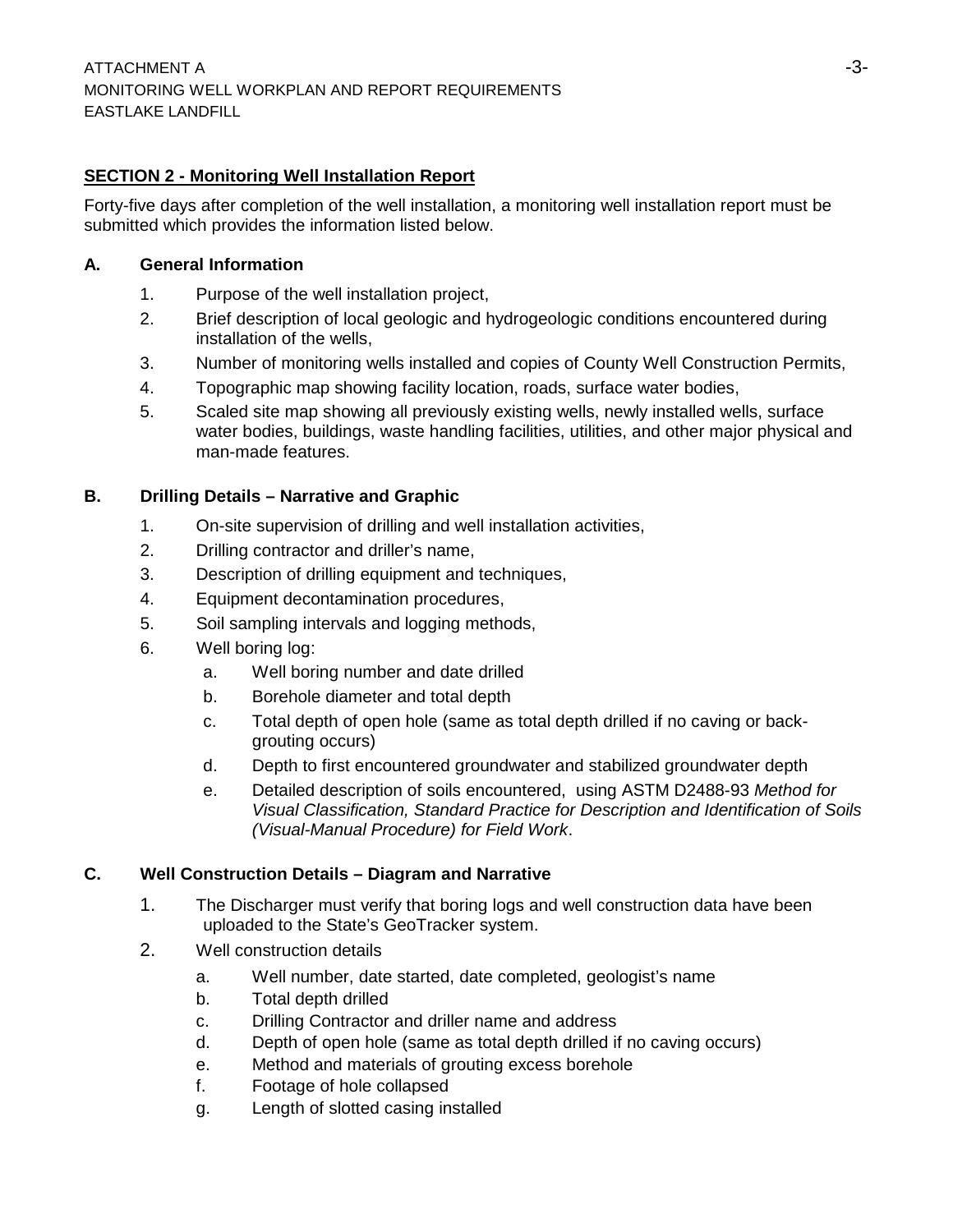**SECTION 2 - Monitoring Well Installation Report**

Forty-five days after completion of the well installation, a monitoring well installation report must be submitted which provides the information listed below.

**A. General Information**

1. Purpose of the well installation project,
2. Brief description of local geologic and hydrogeologic conditions encountered during installation of the wells,
3. Number of monitoring wells installed and copies of County Well Construction Permits,
4. Topographic map showing facility location, roads, surface water bodies,
5. Scaled site map showing all previously existing wells, newly installed wells, surface water bodies, buildings, waste handling facilities, utilities, and other major physical and man-made features.

**B. Drilling Details – Narrative and Graphic**

1. On-site supervision of drilling and well installation activities,
2. Drilling contractor and driller's name,
3. Description of drilling equipment and techniques,
4. Equipment decontamination procedures,
5. Soil sampling intervals and logging methods,
6. Well boring log:
   a. Well boring number and date drilled
   b. Borehole diameter and total depth
   c. Total depth of open hole (same as total depth drilled if no caving or back-grouting occurs)
   d. Depth to first encountered groundwater and stabilized groundwater depth
   e. Detailed description of soils encountered, using ASTM D2488-93 *Method for Visual Classification, Standard Practice for Description and Identification of Soils (Visual-Manual Procedure) for Field Work*.

**C. Well Construction Details – Diagram and Narrative**

1. The Discharger must verify that boring logs and well construction data have been uploaded to the State's GeoTracker system.
2. Well construction details
   a. Well number, date started, date completed, geologist's name
   b. Total depth drilled
   c. Drilling Contractor and driller name and address
   d. Depth of open hole (same as total depth drilled if no caving occurs)
   e. Method and materials of grouting excess borehole
   f. Footage of hole collapsed
   g. Length of slotted casing installed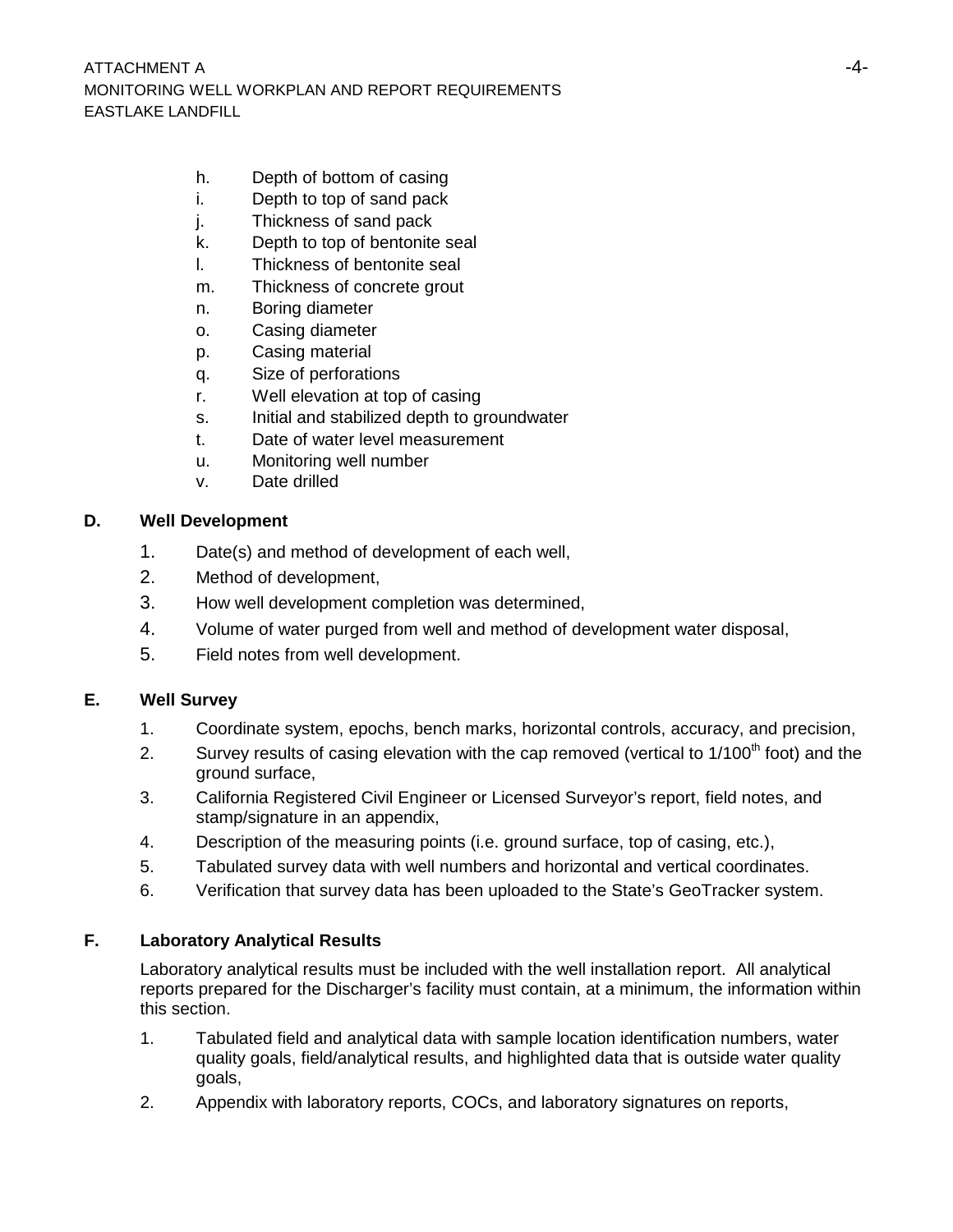h. Depth of bottom of casing
i. Depth to top of sand pack
j. Thickness of sand pack
k. Depth to top of bentonite seal
l. Thickness of bentonite seal
m. Thickness of concrete grout
n. Boring diameter
o. Casing diameter
p. Casing material
q. Size of perforations
r. Well elevation at top of casing
s. Initial and stabilized depth to groundwater
t. Date of water level measurement
u. Monitoring well number
v. Date drilled

**D. Well Development**

1. Date(s) and method of development of each well,
2. Method of development,
3. How well development completion was determined,
4. Volume of water purged from well and method of development water disposal,
5. Field notes from well development.

**E. Well Survey**

1. Coordinate system, epochs, bench marks, horizontal controls, accuracy, and precision,
2. Survey results of casing elevation with the cap removed (vertical to $1/100^{th}$ foot) and the ground surface,
3. California Registered Civil Engineer or Licensed Surveyor's report, field notes, and stamp/signature in an appendix,
4. Description of the measuring points (i.e. ground surface, top of casing, etc.),
5. Tabulated survey data with well numbers and horizontal and vertical coordinates.
6. Verification that survey data has been uploaded to the State's GeoTracker system.

**F. Laboratory Analytical Results**

Laboratory analytical results must be included with the well installation report. All analytical reports prepared for the Discharger's facility must contain, at a minimum, the information within this section.

1. Tabulated field and analytical data with sample location identification numbers, water quality goals, field/analytical results, and highlighted data that is outside water quality goals,
2. Appendix with laboratory reports, COCs, and laboratory signatures on reports,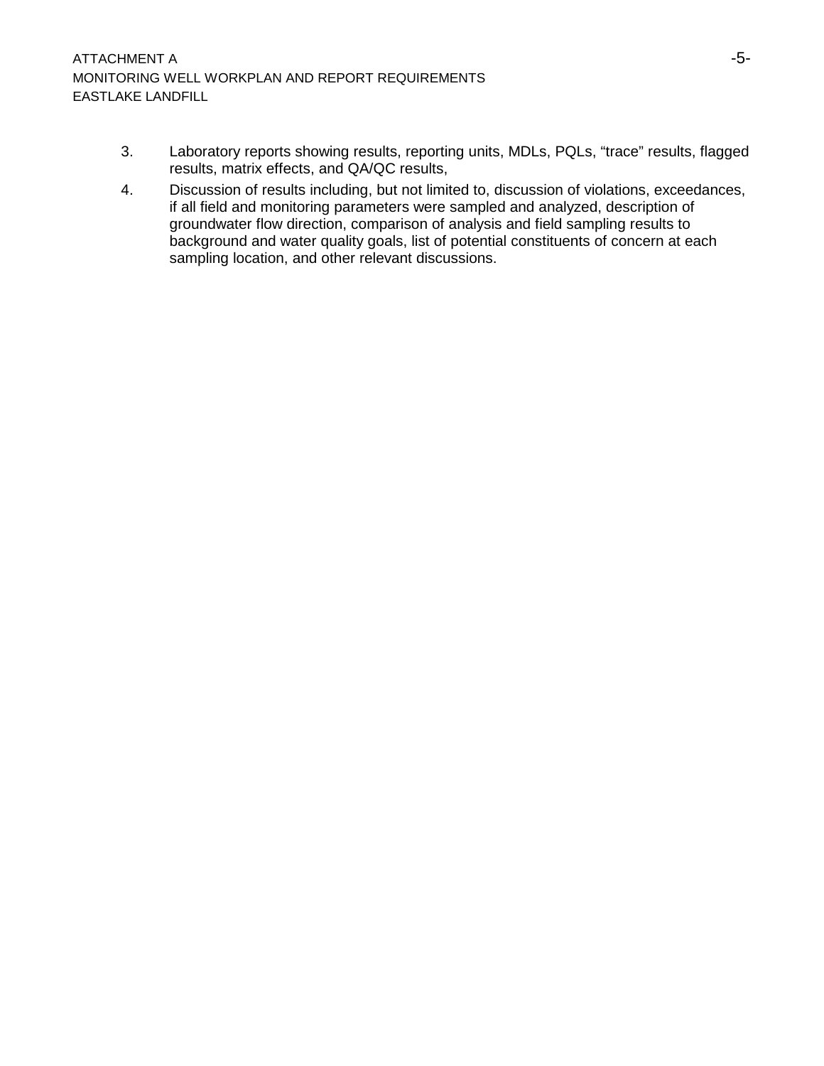3. Laboratory reports showing results, reporting units, MDLs, PQLs, “trace” results, flagged results, matrix effects, and QA/QC results,
4. Discussion of results including, but not limited to, discussion of violations, exceedances, if all field and monitoring parameters were sampled and analyzed, description of groundwater flow direction, comparison of analysis and field sampling results to background and water quality goals, list of potential constituents of concern at each sampling location, and other relevant discussions.